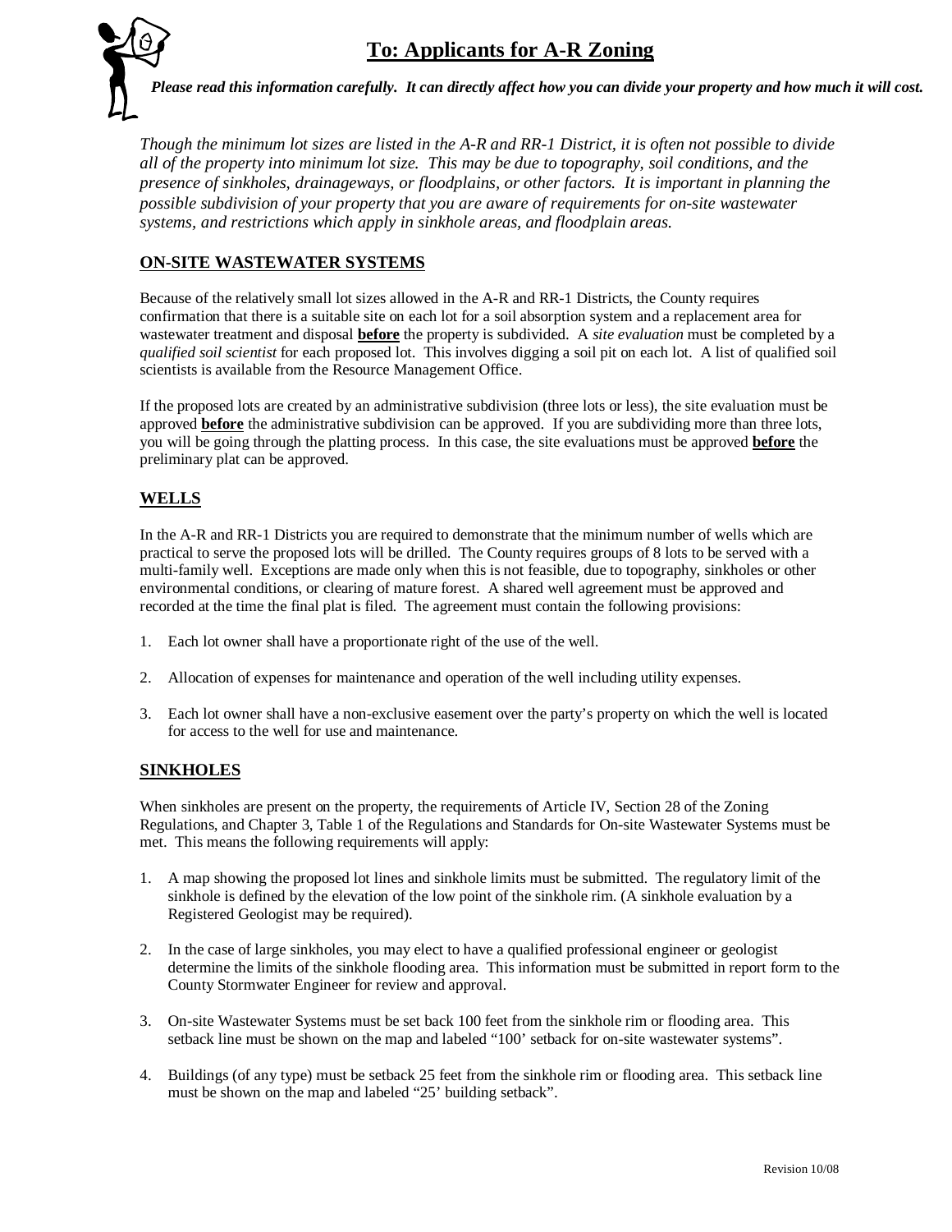# To: Applicants for A-R Zoning

***Please read this information carefully. It can directly affect how you can divide your property and how much it will cost.***

*Though the minimum lot sizes are listed in the A-R and RR-1 District, it is often not possible to divide all of the property into minimum lot size. This may be due to topography, soil conditions, and the presence of sinkholes, drainageways, or floodplains, or other factors. It is important in planning the possible subdivision of your property that you are aware of requirements for on-site wastewater systems, and restrictions which apply in sinkhole areas, and floodplain areas.*

## ON-SITE WASTEWATER SYSTEMS

Because of the relatively small lot sizes allowed in the A-R and RR-1 Districts, the County requires confirmation that there is a suitable site on each lot for a soil absorption system and a replacement area for wastewater treatment and disposal **before** the property is subdivided. A *site evaluation* must be completed by a *qualified soil scientist* for each proposed lot. This involves digging a soil pit on each lot. A list of qualified soil scientists is available from the Resource Management Office.

If the proposed lots are created by an administrative subdivision (three lots or less), the site evaluation must be approved **before** the administrative subdivision can be approved. If you are subdividing more than three lots, you will be going through the platting process. In this case, the site evaluations must be approved **before** the preliminary plat can be approved.

## WELLS

In the A-R and RR-1 Districts you are required to demonstrate that the minimum number of wells which are practical to serve the proposed lots will be drilled. The County requires groups of 8 lots to be served with a multi-family well. Exceptions are made only when this is not feasible, due to topography, sinkholes or other environmental conditions, or clearing of mature forest. A shared well agreement must be approved and recorded at the time the final plat is filed. The agreement must contain the following provisions:

1. Each lot owner shall have a proportionate right of the use of the well.
2. Allocation of expenses for maintenance and operation of the well including utility expenses.
3. Each lot owner shall have a non-exclusive easement over the party's property on which the well is located for access to the well for use and maintenance.

## SINKHOLES

When sinkholes are present on the property, the requirements of Article IV, Section 28 of the Zoning Regulations, and Chapter 3, Table 1 of the Regulations and Standards for On-site Wastewater Systems must be met. This means the following requirements will apply:

1. A map showing the proposed lot lines and sinkhole limits must be submitted. The regulatory limit of the sinkhole is defined by the elevation of the low point of the sinkhole rim. (A sinkhole evaluation by a Registered Geologist may be required).
2. In the case of large sinkholes, you may elect to have a qualified professional engineer or geologist determine the limits of the sinkhole flooding area. This information must be submitted in report form to the County Stormwater Engineer for review and approval.
3. On-site Wastewater Systems must be set back 100 feet from the sinkhole rim or flooding area. This setback line must be shown on the map and labeled "100' setback for on-site wastewater systems".
4. Buildings (of any type) must be setback 25 feet from the sinkhole rim or flooding area. This setback line must be shown on the map and labeled "25' building setback".

Revision 10/08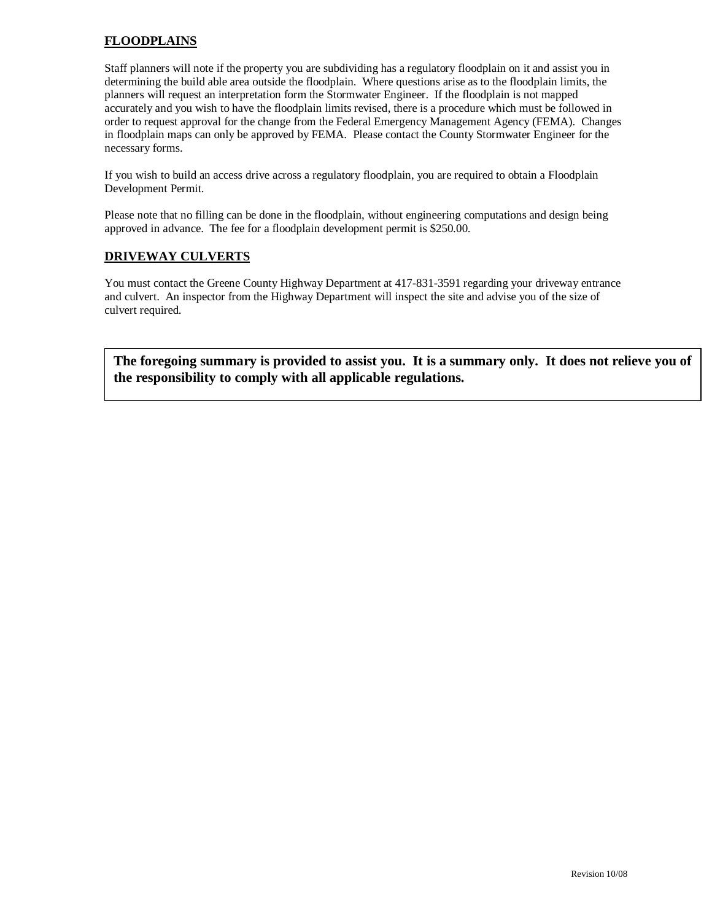## FLOODPLAINS

Staff planners will note if the property you are subdividing has a regulatory floodplain on it and assist you in determining the build able area outside the floodplain. Where questions arise as to the floodplain limits, the planners will request an interpretation form the Stormwater Engineer. If the floodplain is not mapped accurately and you wish to have the floodplain limits revised, there is a procedure which must be followed in order to request approval for the change from the Federal Emergency Management Agency (FEMA). Changes in floodplain maps can only be approved by FEMA. Please contact the County Stormwater Engineer for the necessary forms.

If you wish to build an access drive across a regulatory floodplain, you are required to obtain a Floodplain Development Permit.

Please note that no filling can be done in the floodplain, without engineering computations and design being approved in advance. The fee for a floodplain development permit is $250.00.

## DRIVEWAY CULVERTS

You must contact the Greene County Highway Department at 417-831-3591 regarding your driveway entrance and culvert. An inspector from the Highway Department will inspect the site and advise you of the size of culvert required.

**The foregoing summary is provided to assist you. It is a summary only. It does not relieve you of the responsibility to comply with all applicable regulations.**

Revision 10/08